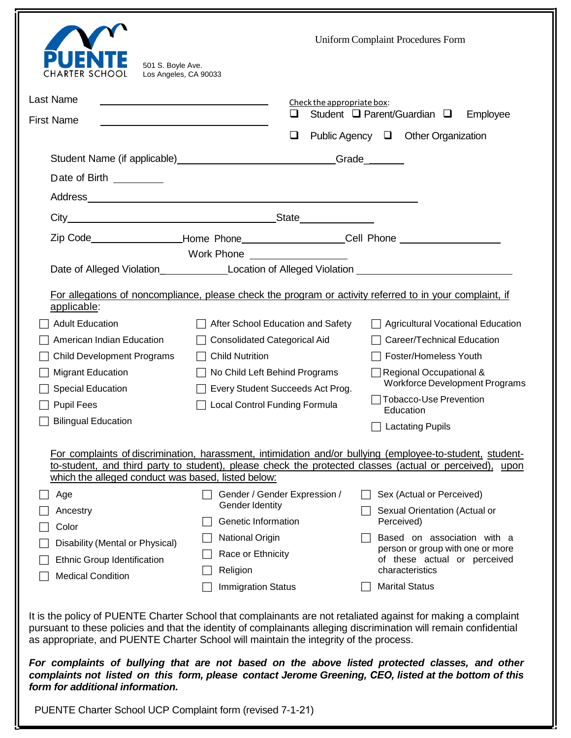PUENTE CHARTER SCHOOL

501 S. Boyle Ave.
Los Angeles, CA 90033

Uniform Complaint Procedures Form

Last Name ______________________________

First Name ______________________________

Check the appropriate box:
☐ Student ☐ Parent/Guardian ☐ Employee
☐ Public Agency ☐ Other Organization

Student Name (if applicable)____________________________Grade________

Date of Birth __________

Address______________________________________________________________

City_________________________________________State______________

Zip Code_________________Home Phone___________________Cell Phone ___________________

Work Phone ___________________

Date of Alleged Violation_____________Location of Alleged Violation ____________________________

For allegations of noncompliance, please check the program or activity referred to in your complaint, if applicable:

- ☐ Adult Education
- ☐ American Indian Education
- ☐ Child Development Programs
- ☐ Migrant Education
- ☐ Special Education
- ☐ Pupil Fees
- ☐ Bilingual Education
- ☐ After School Education and Safety
- ☐ Consolidated Categorical Aid
- ☐ Child Nutrition
- ☐ No Child Left Behind Programs
- ☐ Every Student Succeeds Act Prog.
- ☐ Local Control Funding Formula
- ☐ Agricultural Vocational Education
- ☐ Career/Technical Education
- ☐ Foster/Homeless Youth
- ☐ Regional Occupational & Workforce Development Programs
- ☐ Tobacco-Use Prevention Education
- ☐ Lactating Pupils

For complaints of discrimination, harassment, intimidation and/or bullying (employee-to-student, student-to-student, and third party to student), please check the protected classes (actual or perceived), upon which the alleged conduct was based, listed below:

- ☐ Age
- ☐ Ancestry
- ☐ Color
- ☐ Disability (Mental or Physical)
- ☐ Ethnic Group Identification
- ☐ Medical Condition
- ☐ Gender / Gender Expression / Gender Identity
- ☐ Genetic Information
- ☐ National Origin
- ☐ Race or Ethnicity
- ☐ Religion
- ☐ Immigration Status
- ☐ Sex (Actual or Perceived)
- ☐ Sexual Orientation (Actual or Perceived)
- ☐ Based on association with a person or group with one or more of these actual or perceived characteristics
- ☐ Marital Status

It is the policy of PUENTE Charter School that complainants are not retaliated against for making a complaint pursuant to these policies and that the identity of complainants alleging discrimination will remain confidential as appropriate, and PUENTE Charter School will maintain the integrity of the process.

***For complaints of bullying that are not based on the above listed protected classes, and other complaints not listed on this form, please contact Jerome Greening, CEO, listed at the bottom of this form for additional information.***

PUENTE Charter School UCP Complaint form (revised 7-1-21)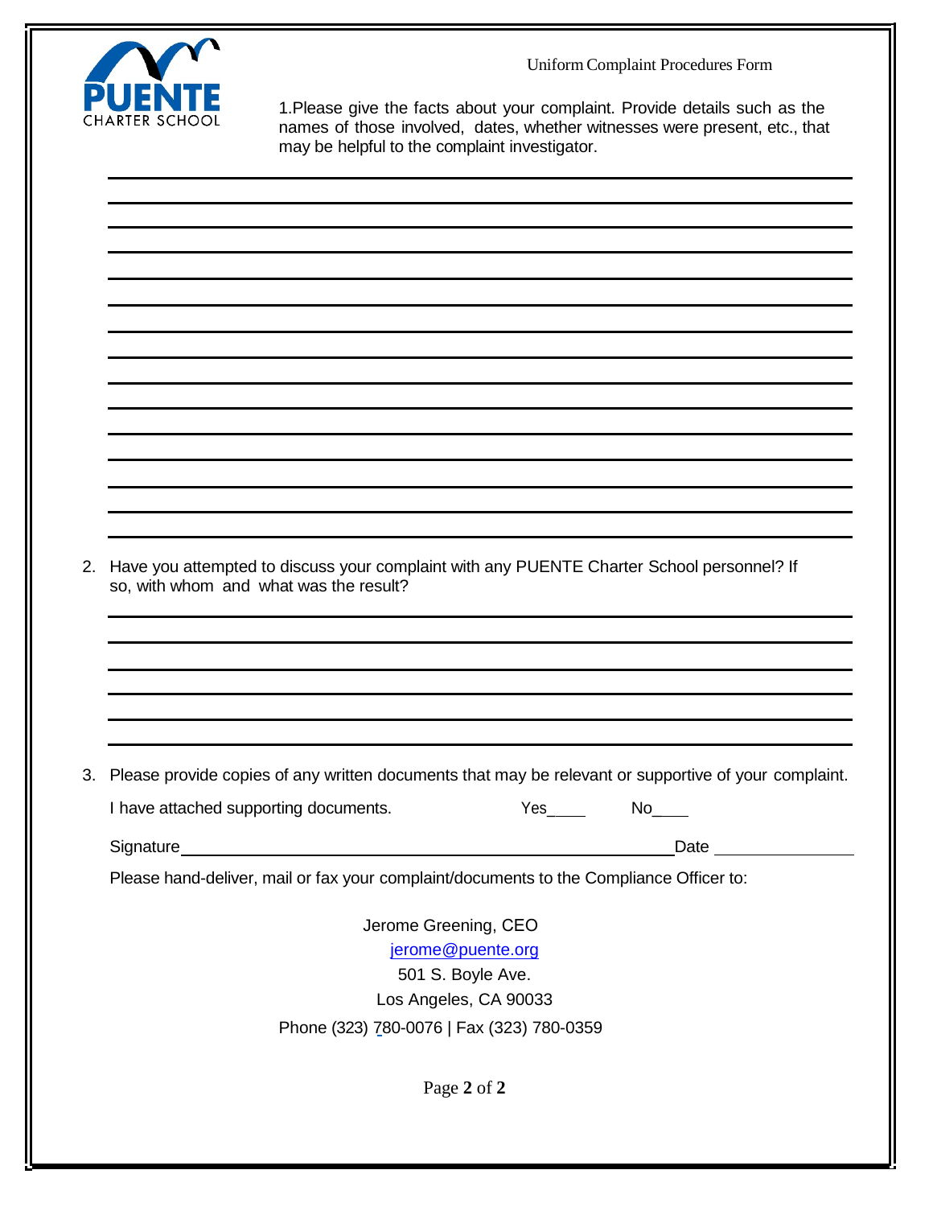PUENTE CHARTER SCHOOL

Uniform Complaint Procedures Form

1. Please give the facts about your complaint. Provide details such as the names of those involved, dates, whether witnesses were present, etc., that may be helpful to the complaint investigator.

\_\_\_\_\_\_\_\_\_\_\_\_\_\_\_\_\_\_\_\_\_\_\_\_\_\_\_\_\_\_\_\_\_\_\_\_\_\_\_\_\_\_\_\_\_\_\_\_\_\_\_\_\_\_\_\_\_\_\_\_\_\_

\_\_\_\_\_\_\_\_\_\_\_\_\_\_\_\_\_\_\_\_\_\_\_\_\_\_\_\_\_\_\_\_\_\_\_\_\_\_\_\_\_\_\_\_\_\_\_\_\_\_\_\_\_\_\_\_\_\_\_\_\_\_

\_\_\_\_\_\_\_\_\_\_\_\_\_\_\_\_\_\_\_\_\_\_\_\_\_\_\_\_\_\_\_\_\_\_\_\_\_\_\_\_\_\_\_\_\_\_\_\_\_\_\_\_\_\_\_\_\_\_\_\_\_\_

\_\_\_\_\_\_\_\_\_\_\_\_\_\_\_\_\_\_\_\_\_\_\_\_\_\_\_\_\_\_\_\_\_\_\_\_\_\_\_\_\_\_\_\_\_\_\_\_\_\_\_\_\_\_\_\_\_\_\_\_\_\_

\_\_\_\_\_\_\_\_\_\_\_\_\_\_\_\_\_\_\_\_\_\_\_\_\_\_\_\_\_\_\_\_\_\_\_\_\_\_\_\_\_\_\_\_\_\_\_\_\_\_\_\_\_\_\_\_\_\_\_\_\_\_

\_\_\_\_\_\_\_\_\_\_\_\_\_\_\_\_\_\_\_\_\_\_\_\_\_\_\_\_\_\_\_\_\_\_\_\_\_\_\_\_\_\_\_\_\_\_\_\_\_\_\_\_\_\_\_\_\_\_\_\_\_\_

\_\_\_\_\_\_\_\_\_\_\_\_\_\_\_\_\_\_\_\_\_\_\_\_\_\_\_\_\_\_\_\_\_\_\_\_\_\_\_\_\_\_\_\_\_\_\_\_\_\_\_\_\_\_\_\_\_\_\_\_\_\_

\_\_\_\_\_\_\_\_\_\_\_\_\_\_\_\_\_\_\_\_\_\_\_\_\_\_\_\_\_\_\_\_\_\_\_\_\_\_\_\_\_\_\_\_\_\_\_\_\_\_\_\_\_\_\_\_\_\_\_\_\_\_

\_\_\_\_\_\_\_\_\_\_\_\_\_\_\_\_\_\_\_\_\_\_\_\_\_\_\_\_\_\_\_\_\_\_\_\_\_\_\_\_\_\_\_\_\_\_\_\_\_\_\_\_\_\_\_\_\_\_\_\_\_\_

\_\_\_\_\_\_\_\_\_\_\_\_\_\_\_\_\_\_\_\_\_\_\_\_\_\_\_\_\_\_\_\_\_\_\_\_\_\_\_\_\_\_\_\_\_\_\_\_\_\_\_\_\_\_\_\_\_\_\_\_\_\_

\_\_\_\_\_\_\_\_\_\_\_\_\_\_\_\_\_\_\_\_\_\_\_\_\_\_\_\_\_\_\_\_\_\_\_\_\_\_\_\_\_\_\_\_\_\_\_\_\_\_\_\_\_\_\_\_\_\_\_\_\_\_

\_\_\_\_\_\_\_\_\_\_\_\_\_\_\_\_\_\_\_\_\_\_\_\_\_\_\_\_\_\_\_\_\_\_\_\_\_\_\_\_\_\_\_\_\_\_\_\_\_\_\_\_\_\_\_\_\_\_\_\_\_\_

\_\_\_\_\_\_\_\_\_\_\_\_\_\_\_\_\_\_\_\_\_\_\_\_\_\_\_\_\_\_\_\_\_\_\_\_\_\_\_\_\_\_\_\_\_\_\_\_\_\_\_\_\_\_\_\_\_\_\_\_\_\_

\_\_\_\_\_\_\_\_\_\_\_\_\_\_\_\_\_\_\_\_\_\_\_\_\_\_\_\_\_\_\_\_\_\_\_\_\_\_\_\_\_\_\_\_\_\_\_\_\_\_\_\_\_\_\_\_\_\_\_\_\_\_

\_\_\_\_\_\_\_\_\_\_\_\_\_\_\_\_\_\_\_\_\_\_\_\_\_\_\_\_\_\_\_\_\_\_\_\_\_\_\_\_\_\_\_\_\_\_\_\_\_\_\_\_\_\_\_\_\_\_\_\_\_\_

2. Have you attempted to discuss your complaint with any PUENTE Charter School personnel? If so, with whom and what was the result?

\_\_\_\_\_\_\_\_\_\_\_\_\_\_\_\_\_\_\_\_\_\_\_\_\_\_\_\_\_\_\_\_\_\_\_\_\_\_\_\_\_\_\_\_\_\_\_\_\_\_\_\_\_\_\_\_\_\_\_\_\_\_

\_\_\_\_\_\_\_\_\_\_\_\_\_\_\_\_\_\_\_\_\_\_\_\_\_\_\_\_\_\_\_\_\_\_\_\_\_\_\_\_\_\_\_\_\_\_\_\_\_\_\_\_\_\_\_\_\_\_\_\_\_\_

\_\_\_\_\_\_\_\_\_\_\_\_\_\_\_\_\_\_\_\_\_\_\_\_\_\_\_\_\_\_\_\_\_\_\_\_\_\_\_\_\_\_\_\_\_\_\_\_\_\_\_\_\_\_\_\_\_\_\_\_\_\_

\_\_\_\_\_\_\_\_\_\_\_\_\_\_\_\_\_\_\_\_\_\_\_\_\_\_\_\_\_\_\_\_\_\_\_\_\_\_\_\_\_\_\_\_\_\_\_\_\_\_\_\_\_\_\_\_\_\_\_\_\_\_

\_\_\_\_\_\_\_\_\_\_\_\_\_\_\_\_\_\_\_\_\_\_\_\_\_\_\_\_\_\_\_\_\_\_\_\_\_\_\_\_\_\_\_\_\_\_\_\_\_\_\_\_\_\_\_\_\_\_\_\_\_\_

\_\_\_\_\_\_\_\_\_\_\_\_\_\_\_\_\_\_\_\_\_\_\_\_\_\_\_\_\_\_\_\_\_\_\_\_\_\_\_\_\_\_\_\_\_\_\_\_\_\_\_\_\_\_\_\_\_\_\_\_\_\_

3. Please provide copies of any written documents that may be relevant or supportive of your complaint.

I have attached supporting documents. Yes\_\_\_\_ No\_\_\_\_

Signature\_\_\_\_\_\_\_\_\_\_\_\_\_\_\_\_\_\_\_\_\_\_\_\_\_\_\_\_\_\_\_\_\_\_\_\_\_\_\_\_\_\_\_\_ Date \_\_\_\_\_\_\_\_\_\_\_\_\_\_

Please hand-deliver, mail or fax your complaint/documents to the Compliance Officer to:

Jerome Greening, CEO
jerome@puente.org
501 S. Boyle Ave.
Los Angeles, CA 90033
Phone (323) 780-0076 | Fax (323) 780-0359